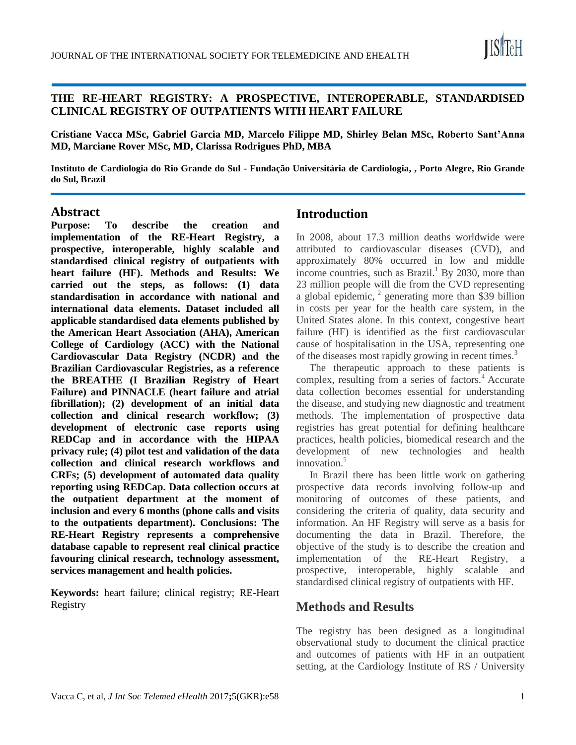# THE RE-HEART REGISTRY: A PROSPECTIVE, INTEROPERABLE, STANDARDISED CLINICAL REGISTRY OF OUTPATIENTS WITH HEART FAILURE

**Cristiane Vacca MSc, Gabriel Garcia MD, Marcelo Filippe MD, Shirley Belan MSc, Roberto Sant'Anna MD, Marciane Rover MSc, MD, Clarissa Rodrigues PhD, MBA**

**Instituto de Cardiologia do Rio Grande do Sul - Fundação Universitária de Cardiologia, , Porto Alegre, Rio Grande do Sul, Brazil**

## Abstract

**Purpose: To describe the creation and implementation of the RE-Heart Registry, a prospective, interoperable, highly scalable and standardised clinical registry of outpatients with heart failure (HF). Methods and Results: We carried out the steps, as follows: (1) data standardisation in accordance with national and international data elements. Dataset included all applicable standardised data elements published by the American Heart Association (AHA), American College of Cardiology (ACC) with the National Cardiovascular Data Registry (NCDR) and the Brazilian Cardiovascular Registries, as a reference the BREATHE (I Brazilian Registry of Heart Failure) and PINNACLE (heart failure and atrial fibrillation); (2) development of an initial data collection and clinical research workflow; (3) development of electronic case reports using REDCap and in accordance with the HIPAA privacy rule; (4) pilot test and validation of the data collection and clinical research workflows and CRFs; (5) development of automated data quality reporting using REDCap. Data collection occurs at the outpatient department at the moment of inclusion and every 6 months (phone calls and visits to the outpatients department). Conclusions: The RE-Heart Registry represents a comprehensive database capable to represent real clinical practice favouring clinical research, technology assessment, services management and health policies.**

**Keywords:** heart failure; clinical registry; RE-Heart Registry

## Introduction

In 2008, about 17.3 million deaths worldwide were attributed to cardiovascular diseases (CVD), and approximately 80% occurred in low and middle income countries, such as Brazil.[1] By 2030, more than 23 million people will die from the CVD representing a global epidemic, [2] generating more than $39 billion in costs per year for the health care system, in the United States alone. In this context, congestive heart failure (HF) is identified as the first cardiovascular cause of hospitalisation in the USA, representing one of the diseases most rapidly growing in recent times.[3]

The therapeutic approach to these patients is complex, resulting from a series of factors.[4] Accurate data collection becomes essential for understanding the disease, and studying new diagnostic and treatment methods. The implementation of prospective data registries has great potential for defining healthcare practices, health policies, biomedical research and the development of new technologies and health innovation.[5]

In Brazil there has been little work on gathering prospective data records involving follow-up and monitoring of outcomes of these patients, and considering the criteria of quality, data security and information. An HF Registry will serve as a basis for documenting the data in Brazil. Therefore, the objective of the study is to describe the creation and implementation of the RE-Heart Registry, a prospective, interoperable, highly scalable and standardised clinical registry of outpatients with HF.

## Methods and Results

The registry has been designed as a longitudinal observational study to document the clinical practice and outcomes of patients with HF in an outpatient setting, at the Cardiology Institute of RS / University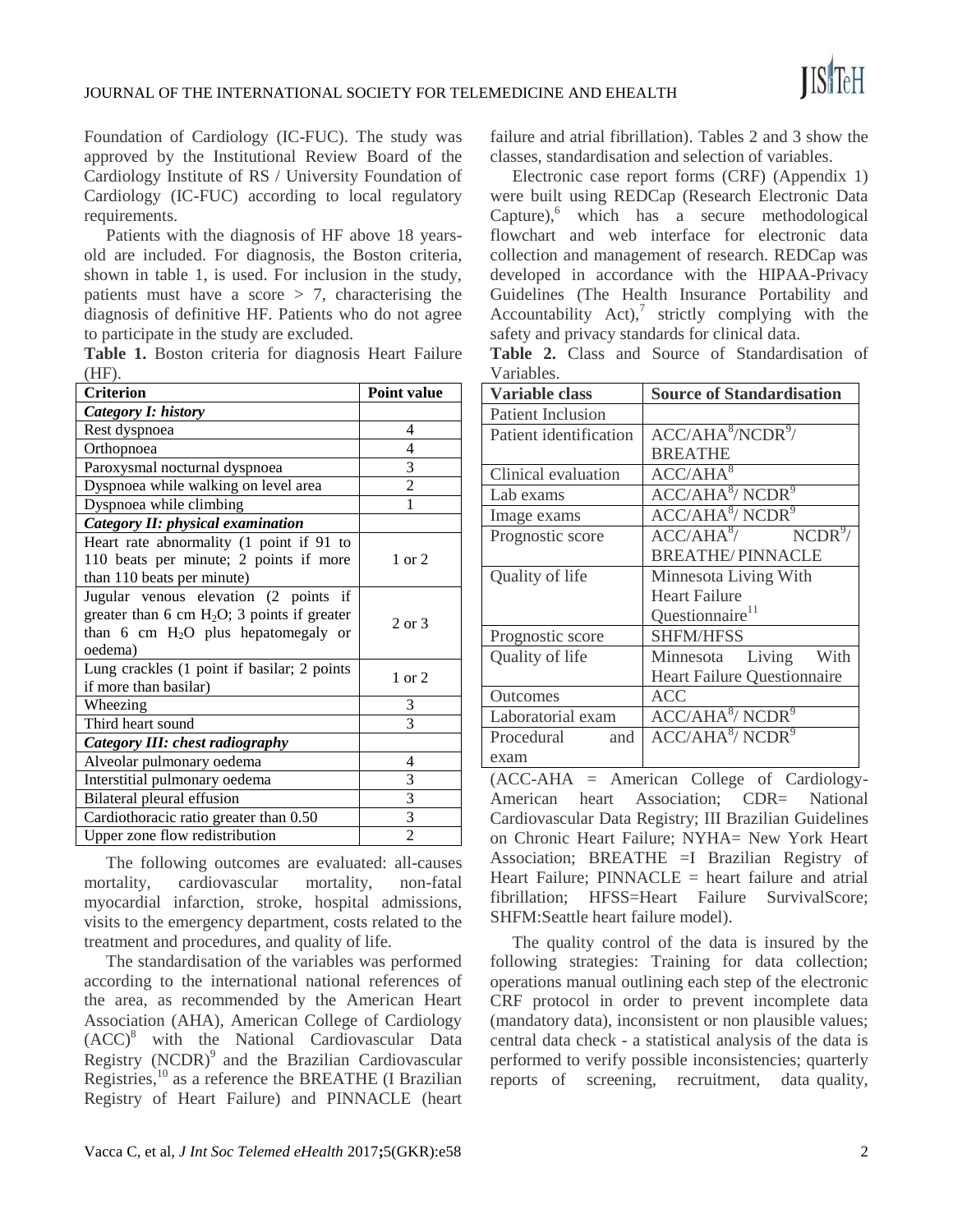Foundation of Cardiology (IC-FUC). The study was approved by the Institutional Review Board of the Cardiology Institute of RS / University Foundation of Cardiology (IC-FUC) according to local regulatory requirements.

Patients with the diagnosis of HF above 18 years-old are included. For diagnosis, the Boston criteria, shown in table 1, is used. For inclusion in the study, patients must have a score > 7, characterising the diagnosis of definitive HF. Patients who do not agree to participate in the study are excluded.

**Table 1.** Boston criteria for diagnosis Heart Failure (HF).

| Criterion | Point value |
|---|---|
| ***Category I: history*** | |
| Rest dyspnoea | 4 |
| Orthopnoea | 4 |
| Paroxysmal nocturnal dyspnoea | 3 |
| Dyspnoea while walking on level area | 2 |
| Dyspnoea while climbing | 1 |
| ***Category II: physical examination*** | |
| Heart rate abnormality (1 point if 91 to 110 beats per minute; 2 points if more than 110 beats per minute) | 1 or 2 |
| Jugular venous elevation (2 points if greater than 6 cm $H_2O$; 3 points if greater than 6 cm $H_2O$ plus hepatomegaly or oedema) | 2 or 3 |
| Lung crackles (1 point if basilar; 2 points if more than basilar) | 1 or 2 |
| Wheezing | 3 |
| Third heart sound | 3 |
| ***Category III: chest radiography*** | |
| Alveolar pulmonary oedema | 4 |
| Interstitial pulmonary oedema | 3 |
| Bilateral pleural effusion | 3 |
| Cardiothoracic ratio greater than 0.50 | 3 |
| Upper zone flow redistribution | 2 |

The following outcomes are evaluated: all-causes mortality, cardiovascular mortality, non-fatal myocardial infarction, stroke, hospital admissions, visits to the emergency department, costs related to the treatment and procedures, and quality of life.

The standardisation of the variables was performed according to the international national references of the area, as recommended by the American Heart Association (AHA), American College of Cardiology (ACC)[8] with the National Cardiovascular Data Registry (NCDR)[9] and the Brazilian Cardiovascular Registries,[10] as a reference the BREATHE (I Brazilian Registry of Heart Failure) and PINNACLE (heart failure and atrial fibrillation). Tables 2 and 3 show the classes, standardisation and selection of variables.

Electronic case report forms (CRF) (Appendix 1) were built using REDCap (Research Electronic Data Capture),[6] which has a secure methodological flowchart and web interface for electronic data collection and management of research. REDCap was developed in accordance with the HIPAA-Privacy Guidelines (The Health Insurance Portability and Accountability Act),[7] strictly complying with the safety and privacy standards for clinical data.

**Table 2.** Class and Source of Standardisation of Variables.

| Variable class | Source of Standardisation |
|---|---|
| Patient Inclusion | |
| Patient identification | ACC/AHA[8]/NCDR[9]/ BREATHE |
| Clinical evaluation | ACC/AHA[8] |
| Lab exams | ACC/AHA[8]/ NCDR[9] |
| Image exams | ACC/AHA[8]/ NCDR[9] |
| Prognostic score | ACC/AHA[8]/ NCDR[9]/ BREATHE/ PINNACLE |
| Quality of life | Minnesota Living With Heart Failure Questionnaire[11] |
| Prognostic score | SHFM/HFSS |
| Quality of life | Minnesota Living With Heart Failure Questionnaire |
| Outcomes | ACC |
| Laboratorial exam | ACC/AHA[8]/ NCDR[9] |
| Procedural and exam | ACC/AHA[8]/ NCDR[9] |

(ACC-AHA = American College of Cardiology-American heart Association; CDR= National Cardiovascular Data Registry; III Brazilian Guidelines on Chronic Heart Failure; NYHA= New York Heart Association; BREATHE =I Brazilian Registry of Heart Failure; PINNACLE = heart failure and atrial fibrillation; HFSS=Heart Failure SurvivalScore; SHFM:Seattle heart failure model).

The quality control of the data is insured by the following strategies: Training for data collection; operations manual outlining each step of the electronic CRF protocol in order to prevent incomplete data (mandatory data), inconsistent or non plausible values; central data check - a statistical analysis of the data is performed to verify possible inconsistencies; quarterly reports of screening, recruitment, data quality,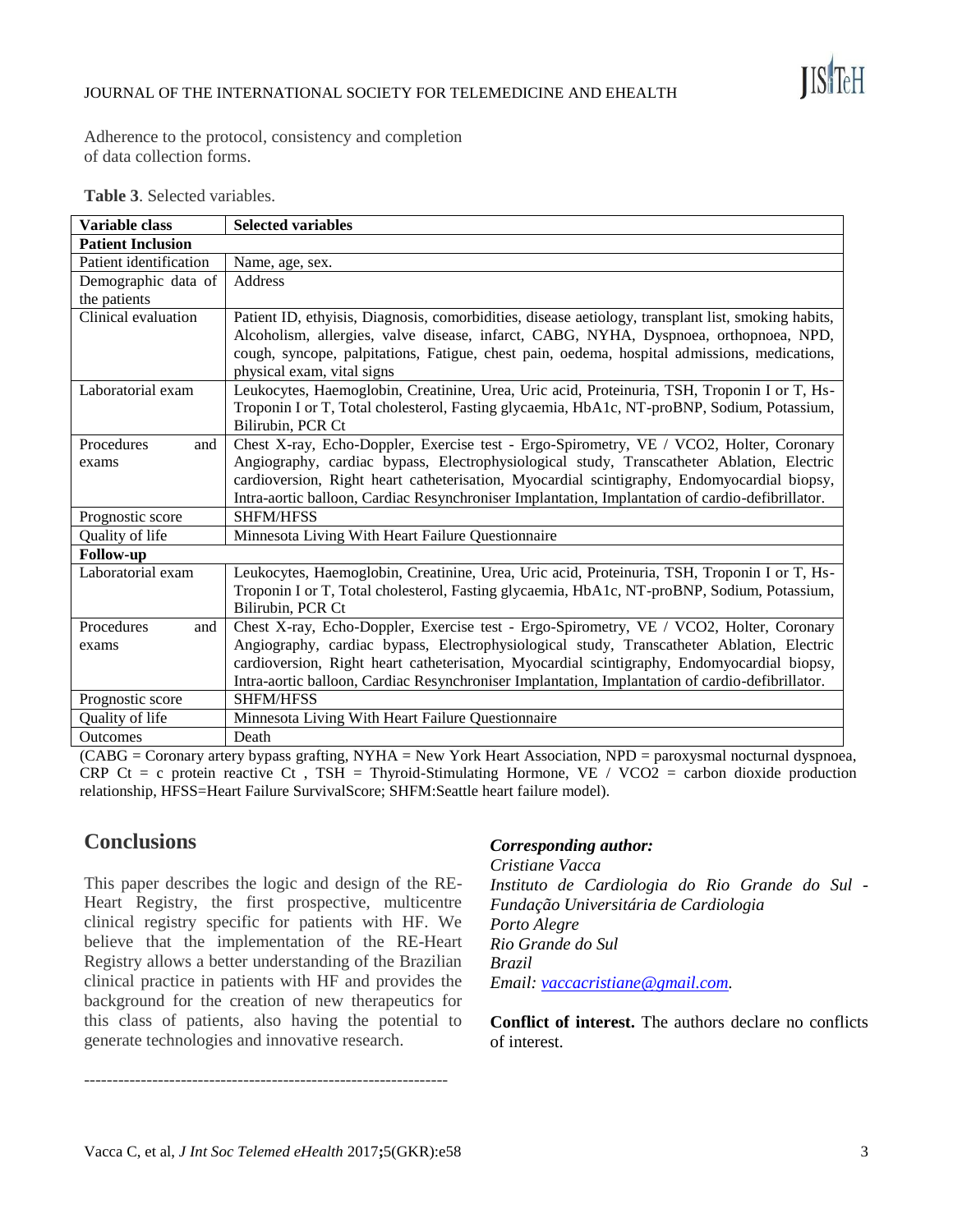Adherence to the protocol, consistency and completion of data collection forms.

**Table 3**. Selected variables.

| Variable class | Selected variables |
|---|---|
| **Patient Inclusion** | |
| Patient identification | Name, age, sex. |
| Demographic data of the patients | Address |
| Clinical evaluation | Patient ID, ethyisis, Diagnosis, comorbidities, disease aetiology, transplant list, smoking habits, Alcoholism, allergies, valve disease, infarct, CABG, NYHA, Dyspnoea, orthopnoea, NPD, cough, syncope, palpitations, Fatigue, chest pain, oedema, hospital admissions, medications, physical exam, vital signs |
| Laboratorial exam | Leukocytes, Haemoglobin, Creatinine, Urea, Uric acid, Proteinuria, TSH, Troponin I or T, Hs-Troponin I or T, Total cholesterol, Fasting glycaemia, HbA1c, NT-proBNP, Sodium, Potassium, Bilirubin, PCR Ct |
| Procedures and exams | Chest X-ray, Echo-Doppler, Exercise test - Ergo-Spirometry, VE / VCO2, Holter, Coronary Angiography, cardiac bypass, Electrophysiological study, Transcatheter Ablation, Electric cardioversion, Right heart catheterisation, Myocardial scintigraphy, Endomyocardial biopsy, Intra-aortic balloon, Cardiac Resynchroniser Implantation, Implantation of cardio-defibrillator. |
| Prognostic score | SHFM/HFSS |
| Quality of life | Minnesota Living With Heart Failure Questionnaire |
| **Follow-up** | |
| Laboratorial exam | Leukocytes, Haemoglobin, Creatinine, Urea, Uric acid, Proteinuria, TSH, Troponin I or T, Hs-Troponin I or T, Total cholesterol, Fasting glycaemia, HbA1c, NT-proBNP, Sodium, Potassium, Bilirubin, PCR Ct |
| Procedures and exams | Chest X-ray, Echo-Doppler, Exercise test - Ergo-Spirometry, VE / VCO2, Holter, Coronary Angiography, cardiac bypass, Electrophysiological study, Transcatheter Ablation, Electric cardioversion, Right heart catheterisation, Myocardial scintigraphy, Endomyocardial biopsy, Intra-aortic balloon, Cardiac Resynchroniser Implantation, Implantation of cardio-defibrillator. |
| Prognostic score | SHFM/HFSS |
| Quality of life | Minnesota Living With Heart Failure Questionnaire |
| Outcomes | Death |

(CABG = Coronary artery bypass grafting, NYHA = New York Heart Association, NPD = paroxysmal nocturnal dyspnoea, CRP Ct = c protein reactive Ct , TSH = Thyroid-Stimulating Hormone, VE / VCO2 = carbon dioxide production relationship, HFSS=Heart Failure SurvivalScore; SHFM:Seattle heart failure model).

## Conclusions

This paper describes the logic and design of the RE-Heart Registry, the first prospective, multicentre clinical registry specific for patients with HF. We believe that the implementation of the RE-Heart Registry allows a better understanding of the Brazilian clinical practice in patients with HF and provides the background for the creation of new therapeutics for this class of patients, also having the potential to generate technologies and innovative research.

---

***Corresponding author:***
*Cristiane Vacca*
*Instituto de Cardiologia do Rio Grande do Sul - Fundação Universitária de Cardiologia*
*Porto Alegre*
*Rio Grande do Sul*
*Brazil*
*Email: vaccacristiane@gmail.com.*

**Conflict of interest.** The authors declare no conflicts of interest.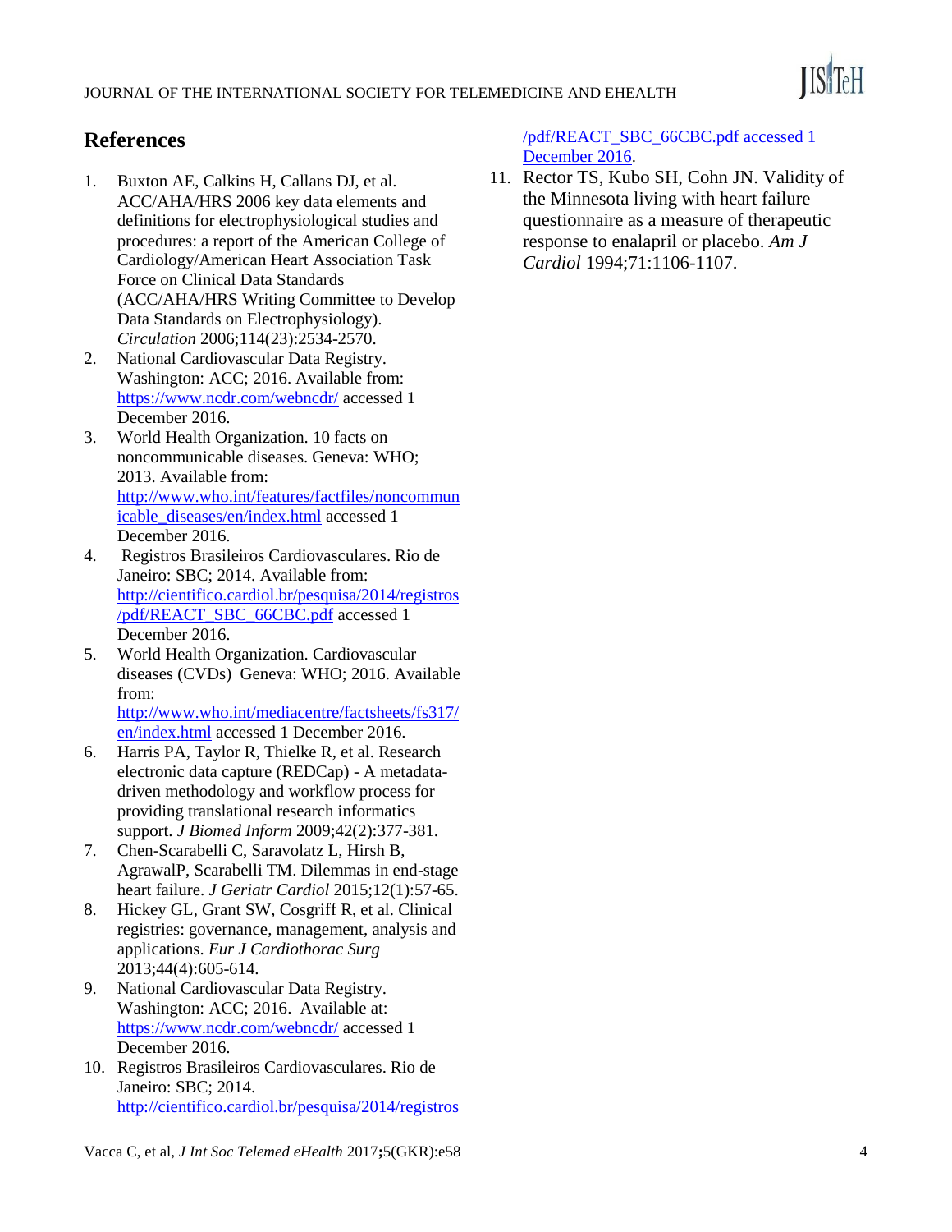## References

1. Buxton AE, Calkins H, Callans DJ, et al. ACC/AHA/HRS 2006 key data elements and definitions for electrophysiological studies and procedures: a report of the American College of Cardiology/American Heart Association Task Force on Clinical Data Standards (ACC/AHA/HRS Writing Committee to Develop Data Standards on Electrophysiology). *Circulation* 2006;114(23):2534-2570.
2. National Cardiovascular Data Registry. Washington: ACC; 2016. Available from: https://www.ncdr.com/webncdr/ accessed 1 December 2016.
3. World Health Organization. 10 facts on noncommunicable diseases. Geneva: WHO; 2013. Available from: http://www.who.int/features/factfiles/noncommunicable_diseases/en/index.html accessed 1 December 2016.
4. Registros Brasileiros Cardiovasculares. Rio de Janeiro: SBC; 2014. Available from: http://cientifico.cardiol.br/pesquisa/2014/registros/pdf/REACT_SBC_66CBC.pdf accessed 1 December 2016.
5. World Health Organization. Cardiovascular diseases (CVDs) Geneva: WHO; 2016. Available from: http://www.who.int/mediacentre/factsheets/fs317/en/index.html accessed 1 December 2016.
6. Harris PA, Taylor R, Thielke R, et al. Research electronic data capture (REDCap) - A metadata-driven methodology and workflow process for providing translational research informatics support. *J Biomed Inform* 2009;42(2):377-381.
7. Chen-Scarabelli C, Saravolatz L, Hirsh B, AgrawalP, Scarabelli TM. Dilemmas in end-stage heart failure. *J Geriatr Cardiol* 2015;12(1):57-65.
8. Hickey GL, Grant SW, Cosgriff R, et al. Clinical registries: governance, management, analysis and applications. *Eur J Cardiothorac Surg* 2013;44(4):605-614.
9. National Cardiovascular Data Registry. Washington: ACC; 2016. Available at: https://www.ncdr.com/webncdr/ accessed 1 December 2016.
10. Registros Brasileiros Cardiovasculares. Rio de Janeiro: SBC; 2014. http://cientifico.cardiol.br/pesquisa/2014/registros/pdf/REACT_SBC_66CBC.pdf accessed 1 December 2016.
11. Rector TS, Kubo SH, Cohn JN. Validity of the Minnesota living with heart failure questionnaire as a measure of therapeutic response to enalapril or placebo. *Am J Cardiol* 1994;71:1106-1107.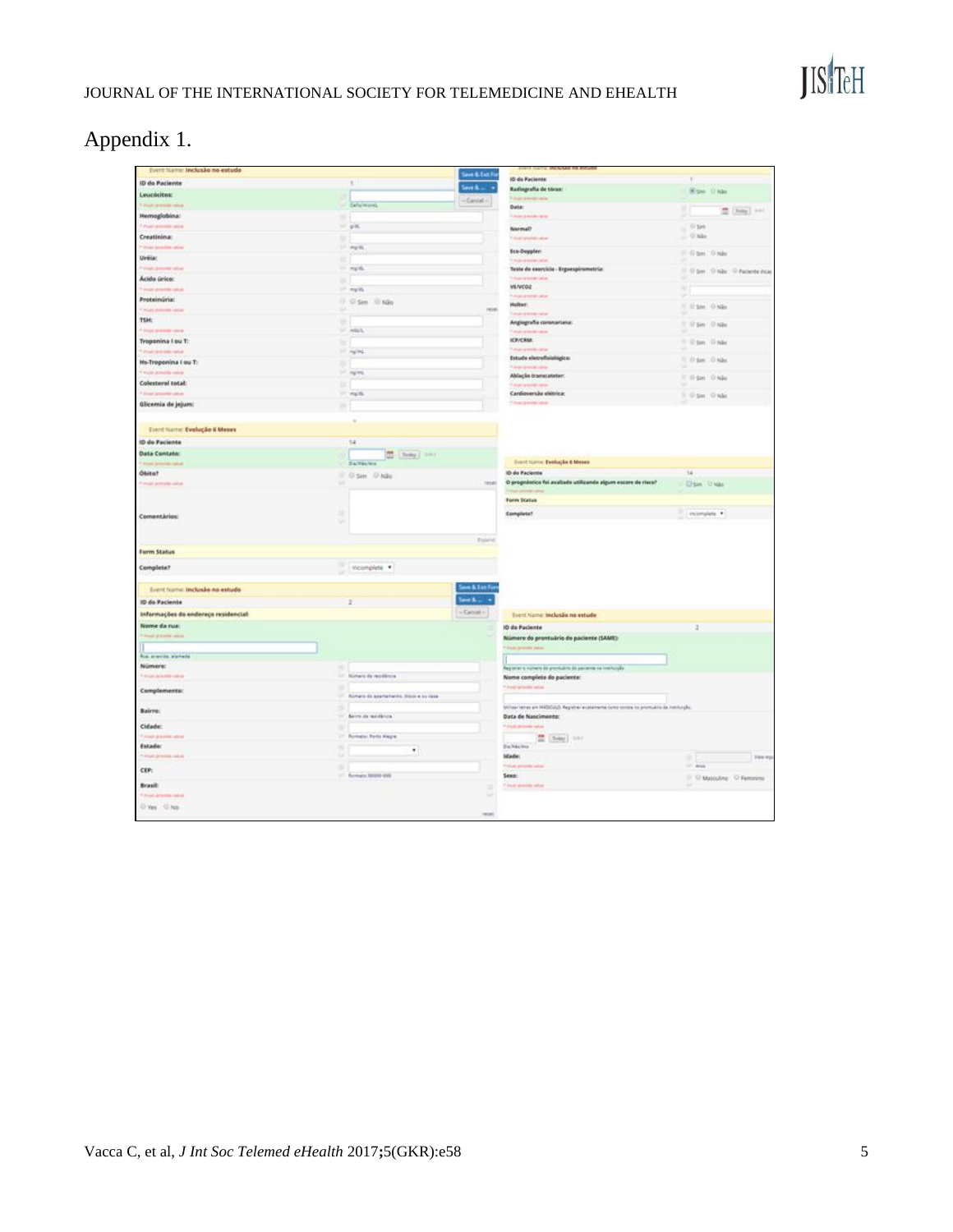# Appendix 1.

Event Name: Inclusão no estudo

ID do Paciente 1

Leucócitos:

Cells/mcrL

Hemoglobina:

g/dL

Creatinina:

mg/dL

Uréia:

mg/dL

Ácido úrico:

mg/dL

Proteinúria:

Sim Não

TSH:

mIU/L

Troponina I ou T:

ng/mL

Hs-Troponina I ou T:

ng/mL

Colesterol total:

mg/dL

Glicemia de jejum:

Event Name: Evolução 6 Meses

ID do Paciente 14

Data Contato:

Today

Óbito?

Sim Não

Comentários:

Form Status

Complete? Incomplete

Event Name: Inclusão no estudo

ID do Paciente 2

Informações do endereço residencial

Nome da rua:

Rua, avenida, alameda

Número:

Número da residência

Complemento:

Número do apartamento, Bloco e ou casa

Bairro:

Bairro de residência

Cidade:

Formato: Porto Alegre

Estado:

CEP:

Formato: 00000-000

Brasil:

Yes No

Event Name: Inclusão no estudo

ID do Paciente 1

Radiografia de tórax:

Sim Não

Data:

Today

Normal?

Sim
Não

Eco-Doppler:

Sim Não

Teste de exercício - Ergoespirometria:

Sim Não Paciente incap

VE/VCO2

Holter:

Sim Não

Angiografia coronariana:

Sim Não

ICP/CRM:

Sim Não

Estudo eletrofisiológico:

Sim Não

Ablação transcateter:

Sim Não

Cardioversão elétrica:

Sim Não

Event Name: Evolução 6 Meses

ID do Paciente 14

O prognóstico foi avaliado utilizando algum escore de risco?

Sim Não

Form Status

Complete? Incomplete

Event Name: Inclusão no estudo

ID do Paciente 2

Número do prontuário do paciente (SAME):

Registrar o número do prontuário do paciente na instituição

Nome completo do paciente:

Utilizar letras em MAIÚSCULO. Registrar exatamente como consta no prontuário da instituição.

Data de Nascimento:

Today

Idade:

Sexo:

Masculino Feminino